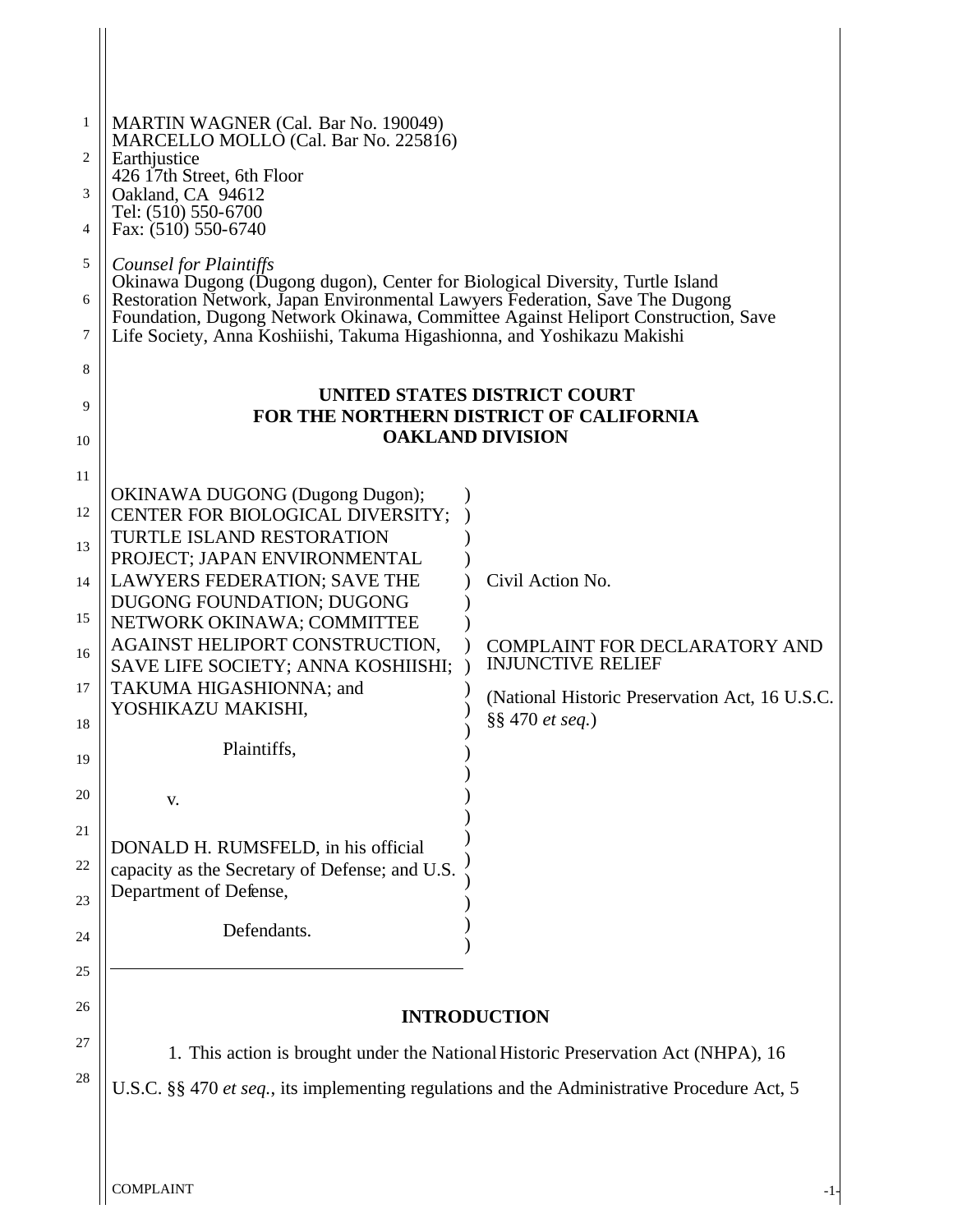MARTIN WAGNER (Cal. Bar No. 190049)
MARCELLO MOLLO (Cal. Bar No. 225816)
Earthjustice
426 17th Street, 6th Floor
Oakland, CA 94612
Tel: (510) 550-6700
Fax: (510) 550-6740

*Counsel for Plaintiffs*
Okinawa Dugong (Dugong dugon), Center for Biological Diversity, Turtle Island Restoration Network, Japan Environmental Lawyers Federation, Save The Dugong Foundation, Dugong Network Okinawa, Committee Against Heliport Construction, Save Life Society, Anna Koshiishi, Takuma Higashionna, and Yoshikazu Makishi

**UNITED STATES DISTRICT COURT**
**FOR THE NORTHERN DISTRICT OF CALIFORNIA**
**OAKLAND DIVISION**

OKINAWA DUGONG (Dugong Dugon); CENTER FOR BIOLOGICAL DIVERSITY; TURTLE ISLAND RESTORATION PROJECT; JAPAN ENVIRONMENTAL LAWYERS FEDERATION; SAVE THE DUGONG FOUNDATION; DUGONG NETWORK OKINAWA; COMMITTEE AGAINST HELIPORT CONSTRUCTION, SAVE LIFE SOCIETY; ANNA KOSHIISHI; TAKUMA HIGASHIONNA; and YOSHIKAZU MAKISHI,

Plaintiffs,

v.

DONALD H. RUMSFELD, in his official capacity as the Secretary of Defense; and U.S. Department of Defense,

Defendants.

Civil Action No.

COMPLAINT FOR DECLARATORY AND INJUNCTIVE RELIEF

(National Historic Preservation Act, 16 U.S.C. §§ 470 *et seq.*)

## INTRODUCTION

1. This action is brought under the National Historic Preservation Act (NHPA), 16 U.S.C. §§ 470 *et seq.*, its implementing regulations and the Administrative Procedure Act, 5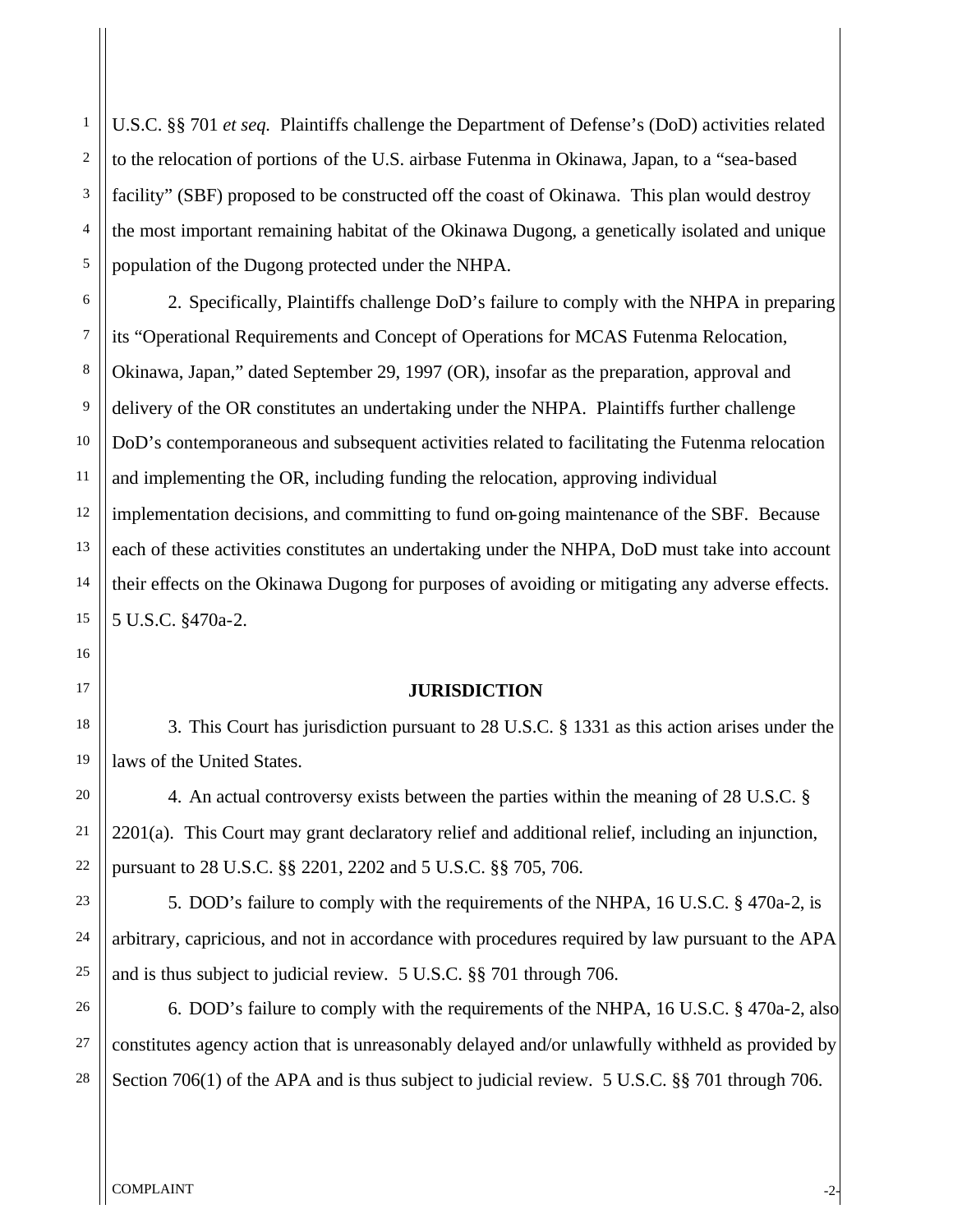U.S.C. §§ 701 *et seq.* Plaintiffs challenge the Department of Defense's (DoD) activities related to the relocation of portions of the U.S. airbase Futenma in Okinawa, Japan, to a "sea-based facility" (SBF) proposed to be constructed off the coast of Okinawa. This plan would destroy the most important remaining habitat of the Okinawa Dugong, a genetically isolated and unique population of the Dugong protected under the NHPA.

2. Specifically, Plaintiffs challenge DoD's failure to comply with the NHPA in preparing its "Operational Requirements and Concept of Operations for MCAS Futenma Relocation, Okinawa, Japan," dated September 29, 1997 (OR), insofar as the preparation, approval and delivery of the OR constitutes an undertaking under the NHPA. Plaintiffs further challenge DoD's contemporaneous and subsequent activities related to facilitating the Futenma relocation and implementing the OR, including funding the relocation, approving individual implementation decisions, and committing to fund on-going maintenance of the SBF. Because each of these activities constitutes an undertaking under the NHPA, DoD must take into account their effects on the Okinawa Dugong for purposes of avoiding or mitigating any adverse effects. 5 U.S.C. §470a-2.

**JURISDICTION**

3. This Court has jurisdiction pursuant to 28 U.S.C. § 1331 as this action arises under the laws of the United States.

4. An actual controversy exists between the parties within the meaning of 28 U.S.C. § 2201(a). This Court may grant declaratory relief and additional relief, including an injunction, pursuant to 28 U.S.C. §§ 2201, 2202 and 5 U.S.C. §§ 705, 706.

5. DOD's failure to comply with the requirements of the NHPA, 16 U.S.C. § 470a-2, is arbitrary, capricious, and not in accordance with procedures required by law pursuant to the APA and is thus subject to judicial review. 5 U.S.C. §§ 701 through 706.

6. DOD's failure to comply with the requirements of the NHPA, 16 U.S.C. § 470a-2, also constitutes agency action that is unreasonably delayed and/or unlawfully withheld as provided by Section 706(1) of the APA and is thus subject to judicial review. 5 U.S.C. §§ 701 through 706.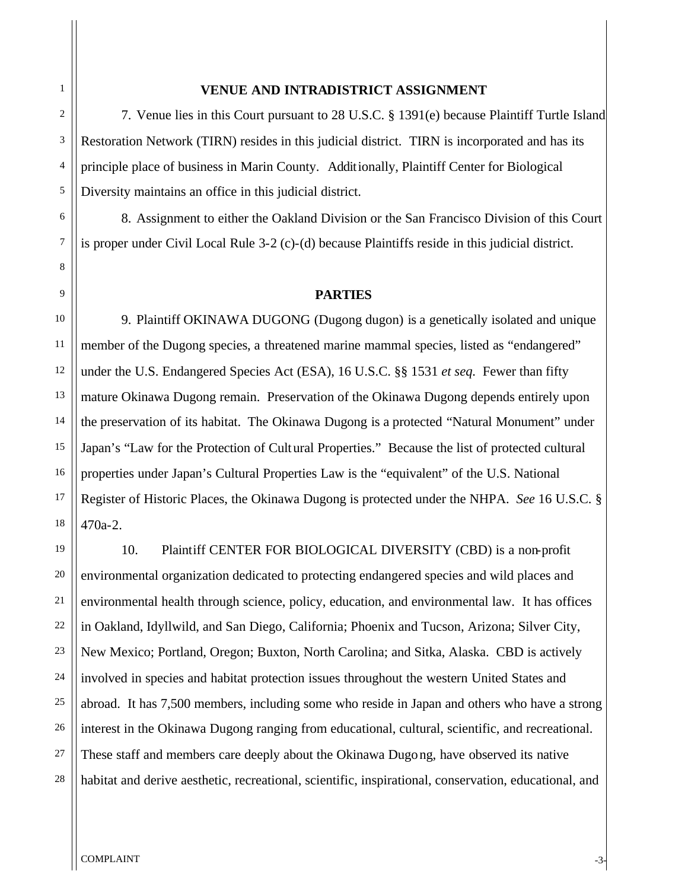## VENUE AND INTRADISTRICT ASSIGNMENT

7. Venue lies in this Court pursuant to 28 U.S.C. § 1391(e) because Plaintiff Turtle Island Restoration Network (TIRN) resides in this judicial district. TIRN is incorporated and has its principle place of business in Marin County. Additionally, Plaintiff Center for Biological Diversity maintains an office in this judicial district.

8. Assignment to either the Oakland Division or the San Francisco Division of this Court is proper under Civil Local Rule 3-2 (c)-(d) because Plaintiffs reside in this judicial district.

## PARTIES

9. Plaintiff OKINAWA DUGONG (Dugong dugon) is a genetically isolated and unique member of the Dugong species, a threatened marine mammal species, listed as "endangered" under the U.S. Endangered Species Act (ESA), 16 U.S.C. §§ 1531 *et seq.* Fewer than fifty mature Okinawa Dugong remain. Preservation of the Okinawa Dugong depends entirely upon the preservation of its habitat. The Okinawa Dugong is a protected "Natural Monument" under Japan's "Law for the Protection of Cultural Properties." Because the list of protected cultural properties under Japan's Cultural Properties Law is the "equivalent" of the U.S. National Register of Historic Places, the Okinawa Dugong is protected under the NHPA. *See* 16 U.S.C. § 470a-2.

10. Plaintiff CENTER FOR BIOLOGICAL DIVERSITY (CBD) is a non-profit environmental organization dedicated to protecting endangered species and wild places and environmental health through science, policy, education, and environmental law. It has offices in Oakland, Idyllwild, and San Diego, California; Phoenix and Tucson, Arizona; Silver City, New Mexico; Portland, Oregon; Buxton, North Carolina; and Sitka, Alaska. CBD is actively involved in species and habitat protection issues throughout the western United States and abroad. It has 7,500 members, including some who reside in Japan and others who have a strong interest in the Okinawa Dugong ranging from educational, cultural, scientific, and recreational. These staff and members care deeply about the Okinawa Dugong, have observed its native habitat and derive aesthetic, recreational, scientific, inspirational, conservation, educational, and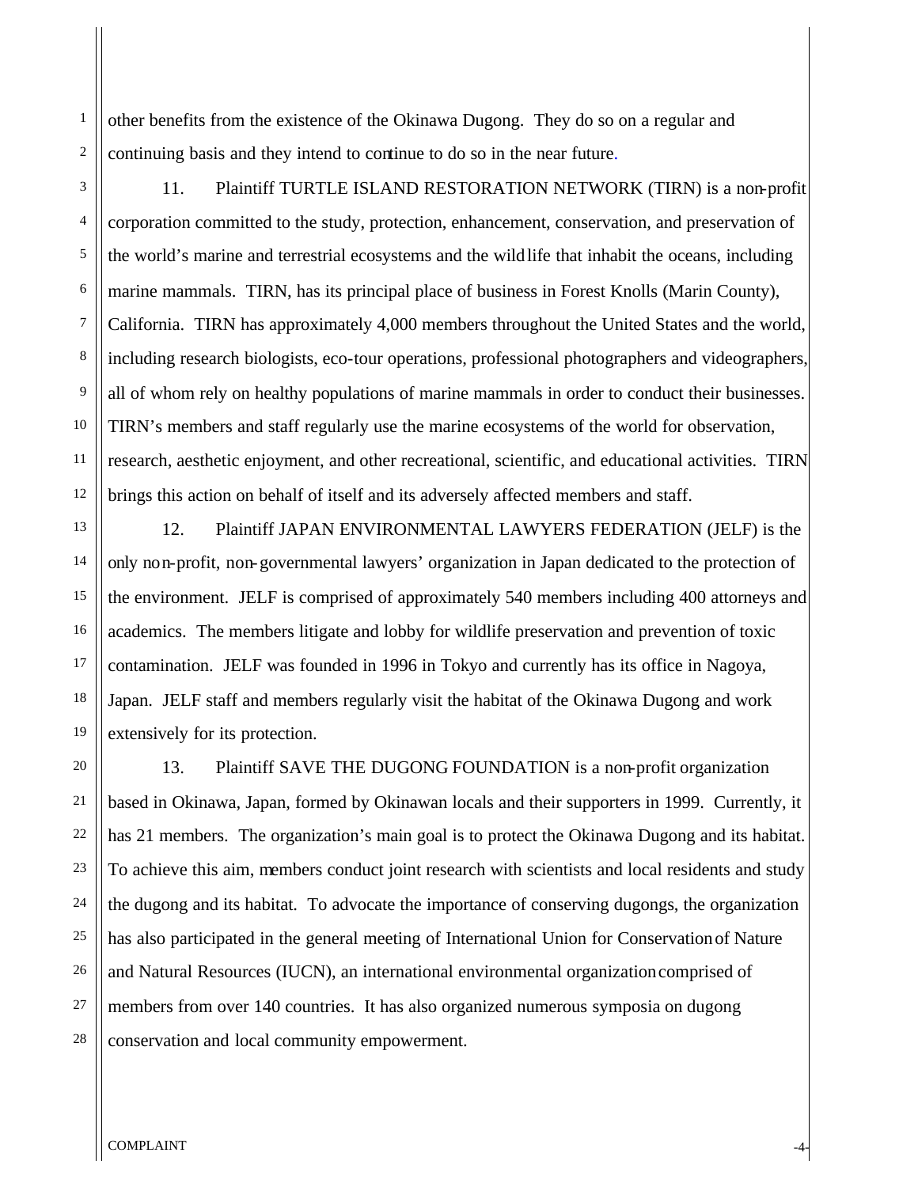other benefits from the existence of the Okinawa Dugong. They do so on a regular and continuing basis and they intend to continue to do so in the near future.

11. Plaintiff TURTLE ISLAND RESTORATION NETWORK (TIRN) is a non-profit corporation committed to the study, protection, enhancement, conservation, and preservation of the world's marine and terrestrial ecosystems and the wildlife that inhabit the oceans, including marine mammals. TIRN, has its principal place of business in Forest Knolls (Marin County), California. TIRN has approximately 4,000 members throughout the United States and the world, including research biologists, eco-tour operations, professional photographers and videographers, all of whom rely on healthy populations of marine mammals in order to conduct their businesses. TIRN's members and staff regularly use the marine ecosystems of the world for observation, research, aesthetic enjoyment, and other recreational, scientific, and educational activities. TIRN brings this action on behalf of itself and its adversely affected members and staff.

12. Plaintiff JAPAN ENVIRONMENTAL LAWYERS FEDERATION (JELF) is the only non-profit, non-governmental lawyers' organization in Japan dedicated to the protection of the environment. JELF is comprised of approximately 540 members including 400 attorneys and academics. The members litigate and lobby for wildlife preservation and prevention of toxic contamination. JELF was founded in 1996 in Tokyo and currently has its office in Nagoya, Japan. JELF staff and members regularly visit the habitat of the Okinawa Dugong and work extensively for its protection.

13. Plaintiff SAVE THE DUGONG FOUNDATION is a non-profit organization based in Okinawa, Japan, formed by Okinawan locals and their supporters in 1999. Currently, it has 21 members. The organization's main goal is to protect the Okinawa Dugong and its habitat. To achieve this aim, members conduct joint research with scientists and local residents and study the dugong and its habitat. To advocate the importance of conserving dugongs, the organization has also participated in the general meeting of International Union for Conservation of Nature and Natural Resources (IUCN), an international environmental organization comprised of members from over 140 countries. It has also organized numerous symposia on dugong conservation and local community empowerment.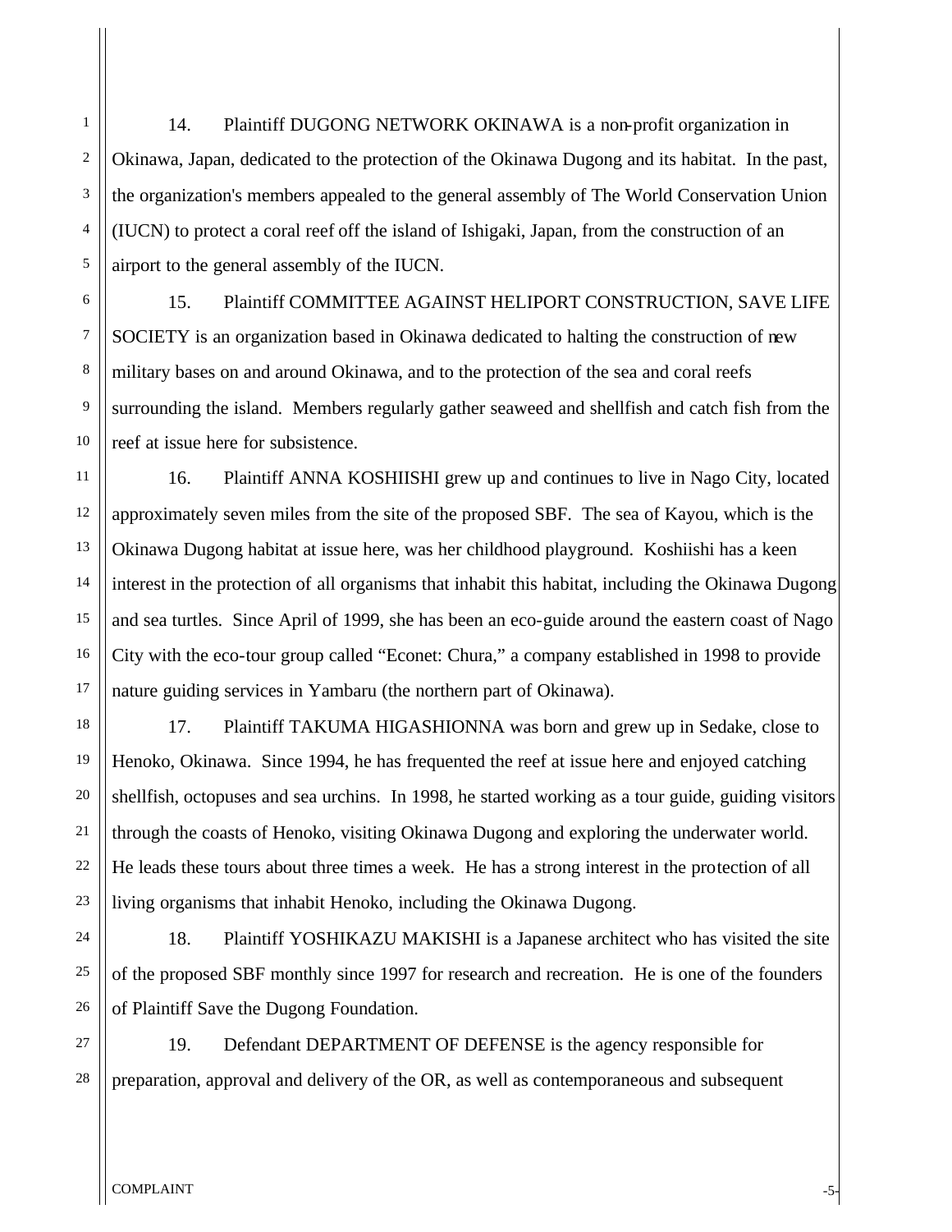14. Plaintiff DUGONG NETWORK OKINAWA is a non-profit organization in Okinawa, Japan, dedicated to the protection of the Okinawa Dugong and its habitat. In the past, the organization's members appealed to the general assembly of The World Conservation Union (IUCN) to protect a coral reef off the island of Ishigaki, Japan, from the construction of an airport to the general assembly of the IUCN.

15. Plaintiff COMMITTEE AGAINST HELIPORT CONSTRUCTION, SAVE LIFE SOCIETY is an organization based in Okinawa dedicated to halting the construction of new military bases on and around Okinawa, and to the protection of the sea and coral reefs surrounding the island. Members regularly gather seaweed and shellfish and catch fish from the reef at issue here for subsistence.

16. Plaintiff ANNA KOSHIISHI grew up and continues to live in Nago City, located approximately seven miles from the site of the proposed SBF. The sea of Kayou, which is the Okinawa Dugong habitat at issue here, was her childhood playground. Koshiishi has a keen interest in the protection of all organisms that inhabit this habitat, including the Okinawa Dugong and sea turtles. Since April of 1999, she has been an eco-guide around the eastern coast of Nago City with the eco-tour group called "Econet: Chura," a company established in 1998 to provide nature guiding services in Yambaru (the northern part of Okinawa).

17. Plaintiff TAKUMA HIGASHIONNA was born and grew up in Sedake, close to Henoko, Okinawa. Since 1994, he has frequented the reef at issue here and enjoyed catching shellfish, octopuses and sea urchins. In 1998, he started working as a tour guide, guiding visitors through the coasts of Henoko, visiting Okinawa Dugong and exploring the underwater world. He leads these tours about three times a week. He has a strong interest in the protection of all living organisms that inhabit Henoko, including the Okinawa Dugong.

18. Plaintiff YOSHIKAZU MAKISHI is a Japanese architect who has visited the site of the proposed SBF monthly since 1997 for research and recreation. He is one of the founders of Plaintiff Save the Dugong Foundation.

19. Defendant DEPARTMENT OF DEFENSE is the agency responsible for preparation, approval and delivery of the OR, as well as contemporaneous and subsequent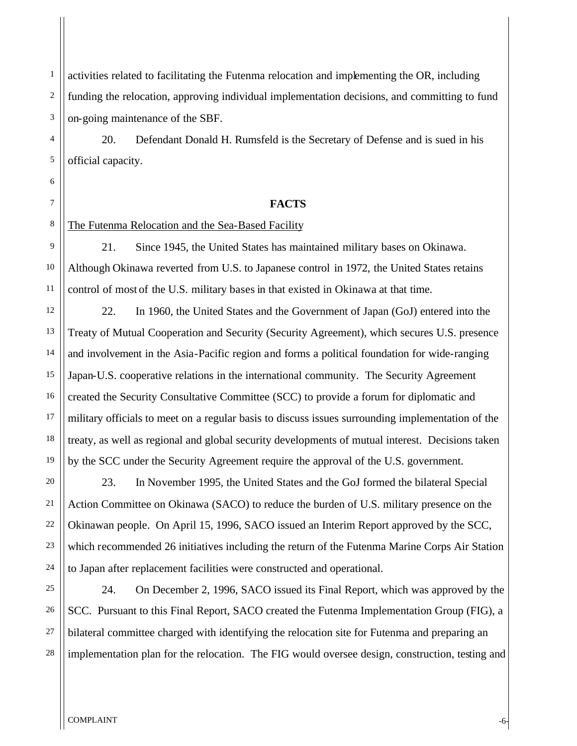activities related to facilitating the Futenma relocation and implementing the OR, including funding the relocation, approving individual implementation decisions, and committing to fund on-going maintenance of the SBF.

20. Defendant Donald H. Rumsfeld is the Secretary of Defense and is sued in his official capacity.

**FACTS**

The Futenma Relocation and the Sea-Based Facility

21. Since 1945, the United States has maintained military bases on Okinawa. Although Okinawa reverted from U.S. to Japanese control in 1972, the United States retains control of most of the U.S. military bases in that existed in Okinawa at that time.

22. In 1960, the United States and the Government of Japan (GoJ) entered into the Treaty of Mutual Cooperation and Security (Security Agreement), which secures U.S. presence and involvement in the Asia-Pacific region and forms a political foundation for wide-ranging Japan-U.S. cooperative relations in the international community. The Security Agreement created the Security Consultative Committee (SCC) to provide a forum for diplomatic and military officials to meet on a regular basis to discuss issues surrounding implementation of the treaty, as well as regional and global security developments of mutual interest. Decisions taken by the SCC under the Security Agreement require the approval of the U.S. government.

23. In November 1995, the United States and the GoJ formed the bilateral Special Action Committee on Okinawa (SACO) to reduce the burden of U.S. military presence on the Okinawan people. On April 15, 1996, SACO issued an Interim Report approved by the SCC, which recommended 26 initiatives including the return of the Futenma Marine Corps Air Station to Japan after replacement facilities were constructed and operational.

24. On December 2, 1996, SACO issued its Final Report, which was approved by the SCC. Pursuant to this Final Report, SACO created the Futenma Implementation Group (FIG), a bilateral committee charged with identifying the relocation site for Futenma and preparing an implementation plan for the relocation. The FIG would oversee design, construction, testing and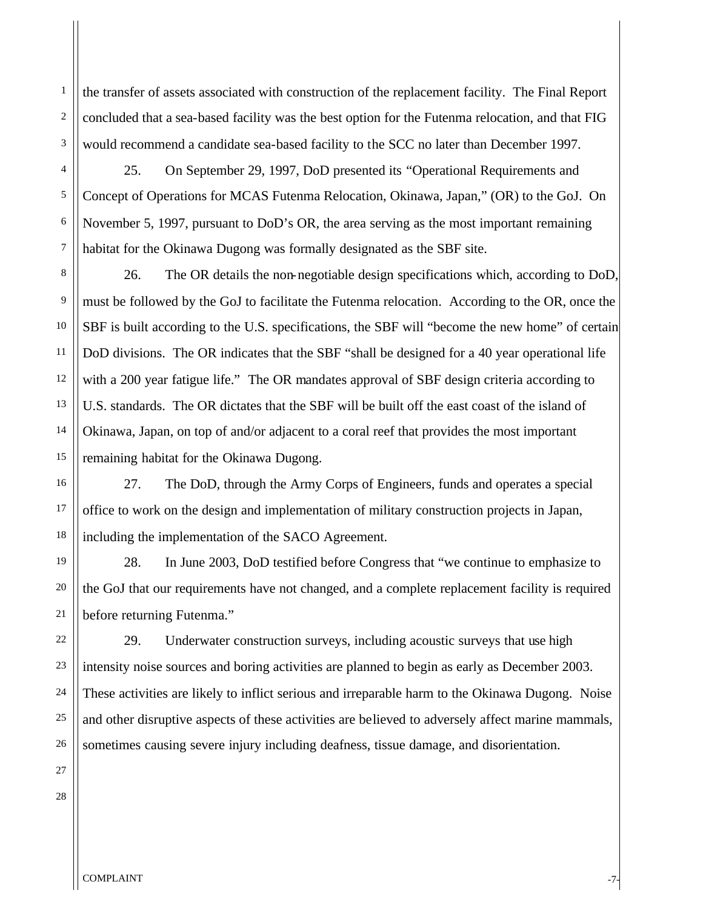the transfer of assets associated with construction of the replacement facility. The Final Report concluded that a sea-based facility was the best option for the Futenma relocation, and that FIG would recommend a candidate sea-based facility to the SCC no later than December 1997.

25. On September 29, 1997, DoD presented its "Operational Requirements and Concept of Operations for MCAS Futenma Relocation, Okinawa, Japan," (OR) to the GoJ. On November 5, 1997, pursuant to DoD's OR, the area serving as the most important remaining habitat for the Okinawa Dugong was formally designated as the SBF site.

26. The OR details the non-negotiable design specifications which, according to DoD, must be followed by the GoJ to facilitate the Futenma relocation. According to the OR, once the SBF is built according to the U.S. specifications, the SBF will "become the new home" of certain DoD divisions. The OR indicates that the SBF "shall be designed for a 40 year operational life with a 200 year fatigue life." The OR mandates approval of SBF design criteria according to U.S. standards. The OR dictates that the SBF will be built off the east coast of the island of Okinawa, Japan, on top of and/or adjacent to a coral reef that provides the most important remaining habitat for the Okinawa Dugong.

27. The DoD, through the Army Corps of Engineers, funds and operates a special office to work on the design and implementation of military construction projects in Japan, including the implementation of the SACO Agreement.

28. In June 2003, DoD testified before Congress that "we continue to emphasize to the GoJ that our requirements have not changed, and a complete replacement facility is required before returning Futenma."

29. Underwater construction surveys, including acoustic surveys that use high intensity noise sources and boring activities are planned to begin as early as December 2003. These activities are likely to inflict serious and irreparable harm to the Okinawa Dugong. Noise and other disruptive aspects of these activities are believed to adversely affect marine mammals, sometimes causing severe injury including deafness, tissue damage, and disorientation.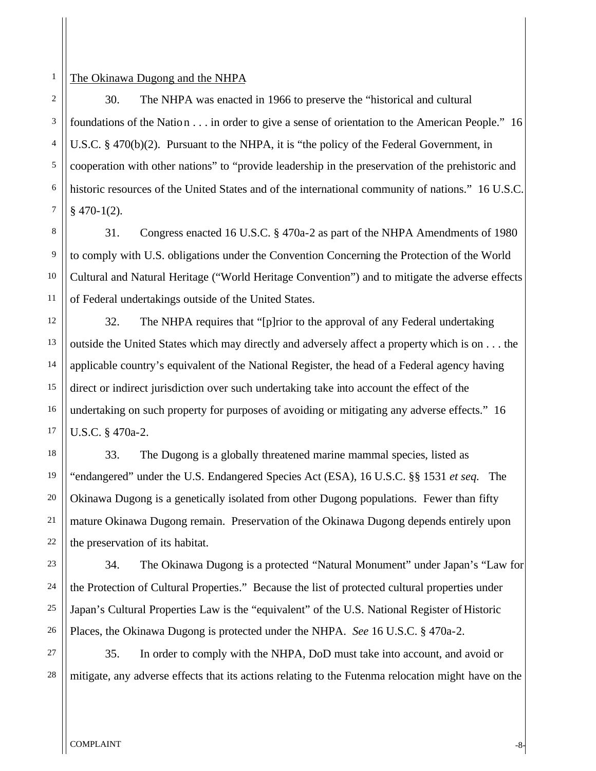<u>The Okinawa Dugong and the NHPA</u>

30. The NHPA was enacted in 1966 to preserve the "historical and cultural foundations of the Nation . . . in order to give a sense of orientation to the American People." 16 U.S.C. § 470(b)(2). Pursuant to the NHPA, it is "the policy of the Federal Government, in cooperation with other nations" to "provide leadership in the preservation of the prehistoric and historic resources of the United States and of the international community of nations." 16 U.S.C. § 470-1(2).

31. Congress enacted 16 U.S.C. § 470a-2 as part of the NHPA Amendments of 1980 to comply with U.S. obligations under the Convention Concerning the Protection of the World Cultural and Natural Heritage ("World Heritage Convention") and to mitigate the adverse effects of Federal undertakings outside of the United States.

32. The NHPA requires that "[p]rior to the approval of any Federal undertaking outside the United States which may directly and adversely affect a property which is on . . . the applicable country's equivalent of the National Register, the head of a Federal agency having direct or indirect jurisdiction over such undertaking take into account the effect of the undertaking on such property for purposes of avoiding or mitigating any adverse effects." 16 U.S.C. § 470a-2.

33. The Dugong is a globally threatened marine mammal species, listed as "endangered" under the U.S. Endangered Species Act (ESA), 16 U.S.C. §§ 1531 *et seq.* The Okinawa Dugong is a genetically isolated from other Dugong populations. Fewer than fifty mature Okinawa Dugong remain. Preservation of the Okinawa Dugong depends entirely upon the preservation of its habitat.

34. The Okinawa Dugong is a protected "Natural Monument" under Japan's "Law for the Protection of Cultural Properties." Because the list of protected cultural properties under Japan's Cultural Properties Law is the "equivalent" of the U.S. National Register of Historic Places, the Okinawa Dugong is protected under the NHPA. *See* 16 U.S.C. § 470a-2.

35. In order to comply with the NHPA, DoD must take into account, and avoid or mitigate, any adverse effects that its actions relating to the Futenma relocation might have on the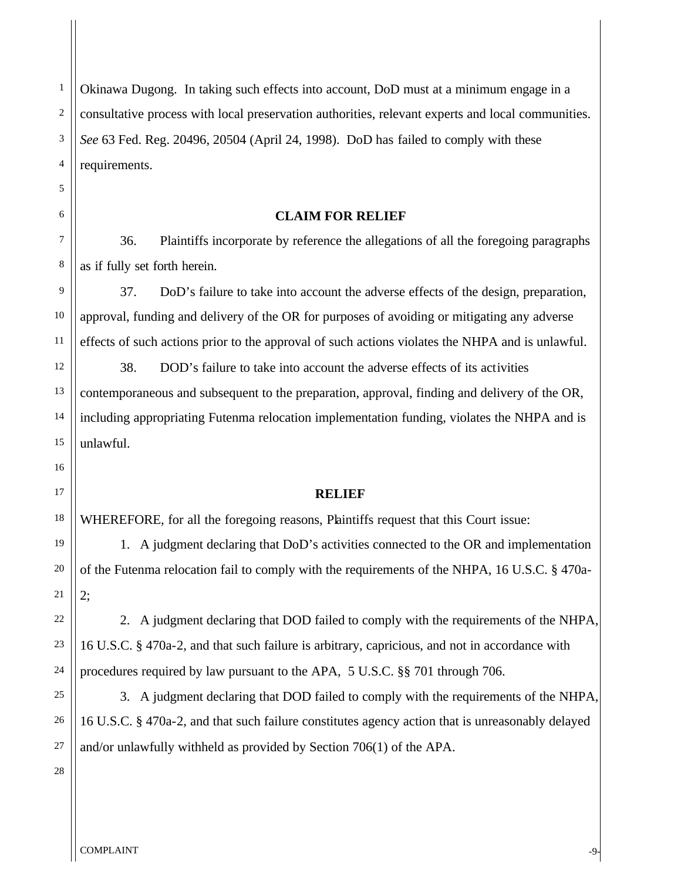Okinawa Dugong. In taking such effects into account, DoD must at a minimum engage in a consultative process with local preservation authorities, relevant experts and local communities. *See* 63 Fed. Reg. 20496, 20504 (April 24, 1998). DoD has failed to comply with these requirements.

## CLAIM FOR RELIEF

36. Plaintiffs incorporate by reference the allegations of all the foregoing paragraphs as if fully set forth herein.

37. DoD's failure to take into account the adverse effects of the design, preparation, approval, funding and delivery of the OR for purposes of avoiding or mitigating any adverse effects of such actions prior to the approval of such actions violates the NHPA and is unlawful.

38. DOD's failure to take into account the adverse effects of its activities contemporaneous and subsequent to the preparation, approval, finding and delivery of the OR, including appropriating Futenma relocation implementation funding, violates the NHPA and is unlawful.

## RELIEF

WHEREFORE, for all the foregoing reasons, Plaintiffs request that this Court issue:

1. A judgment declaring that DoD's activities connected to the OR and implementation of the Futenma relocation fail to comply with the requirements of the NHPA, 16 U.S.C. § 470a-2;

2. A judgment declaring that DOD failed to comply with the requirements of the NHPA, 16 U.S.C. § 470a-2, and that such failure is arbitrary, capricious, and not in accordance with procedures required by law pursuant to the APA, 5 U.S.C. §§ 701 through 706.

3. A judgment declaring that DOD failed to comply with the requirements of the NHPA, 16 U.S.C. § 470a-2, and that such failure constitutes agency action that is unreasonably delayed and/or unlawfully withheld as provided by Section 706(1) of the APA.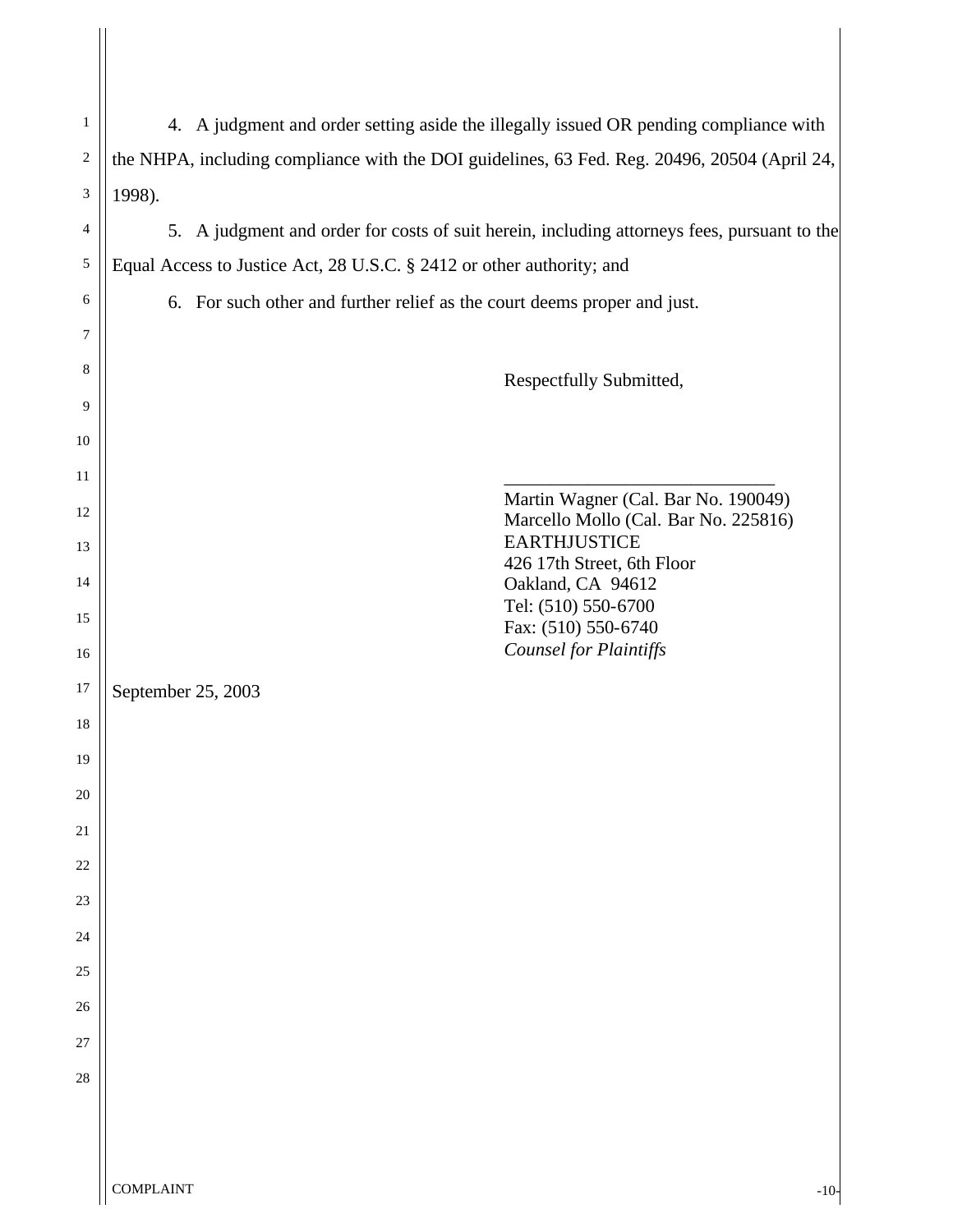4. A judgment and order setting aside the illegally issued OR pending compliance with the NHPA, including compliance with the DOI guidelines, 63 Fed. Reg. 20496, 20504 (April 24, 1998).

5. A judgment and order for costs of suit herein, including attorneys fees, pursuant to the Equal Access to Justice Act, 28 U.S.C. § 2412 or other authority; and

6. For such other and further relief as the court deems proper and just.

Respectfully Submitted,

\_\_\_\_\_\_\_\_\_\_\_\_\_\_\_\_\_\_\_\_\_\_\_\_\_\_\_\_\_\_

Martin Wagner (Cal. Bar No. 190049)
Marcello Mollo (Cal. Bar No. 225816)
EARTHJUSTICE
426 17th Street, 6th Floor
Oakland, CA 94612
Tel: (510) 550-6700
Fax: (510) 550-6740
*Counsel for Plaintiffs*

September 25, 2003